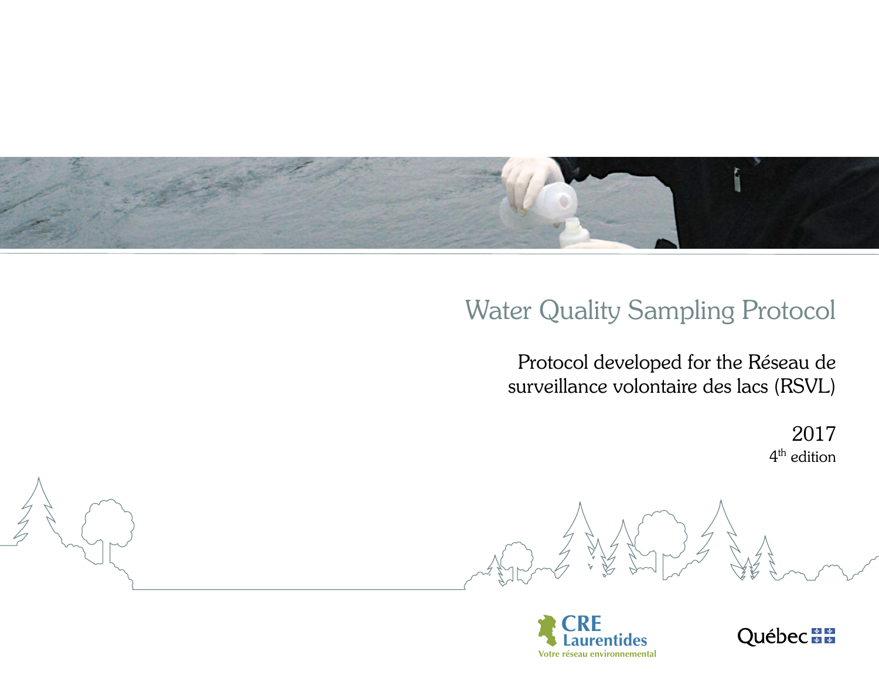# Water Quality Sampling Protocol

Protocol developed for the Réseau de surveillance volontaire des lacs (RSVL)

2017

4th edition

CRE Laurentides

Votre réseau environnemental

Québec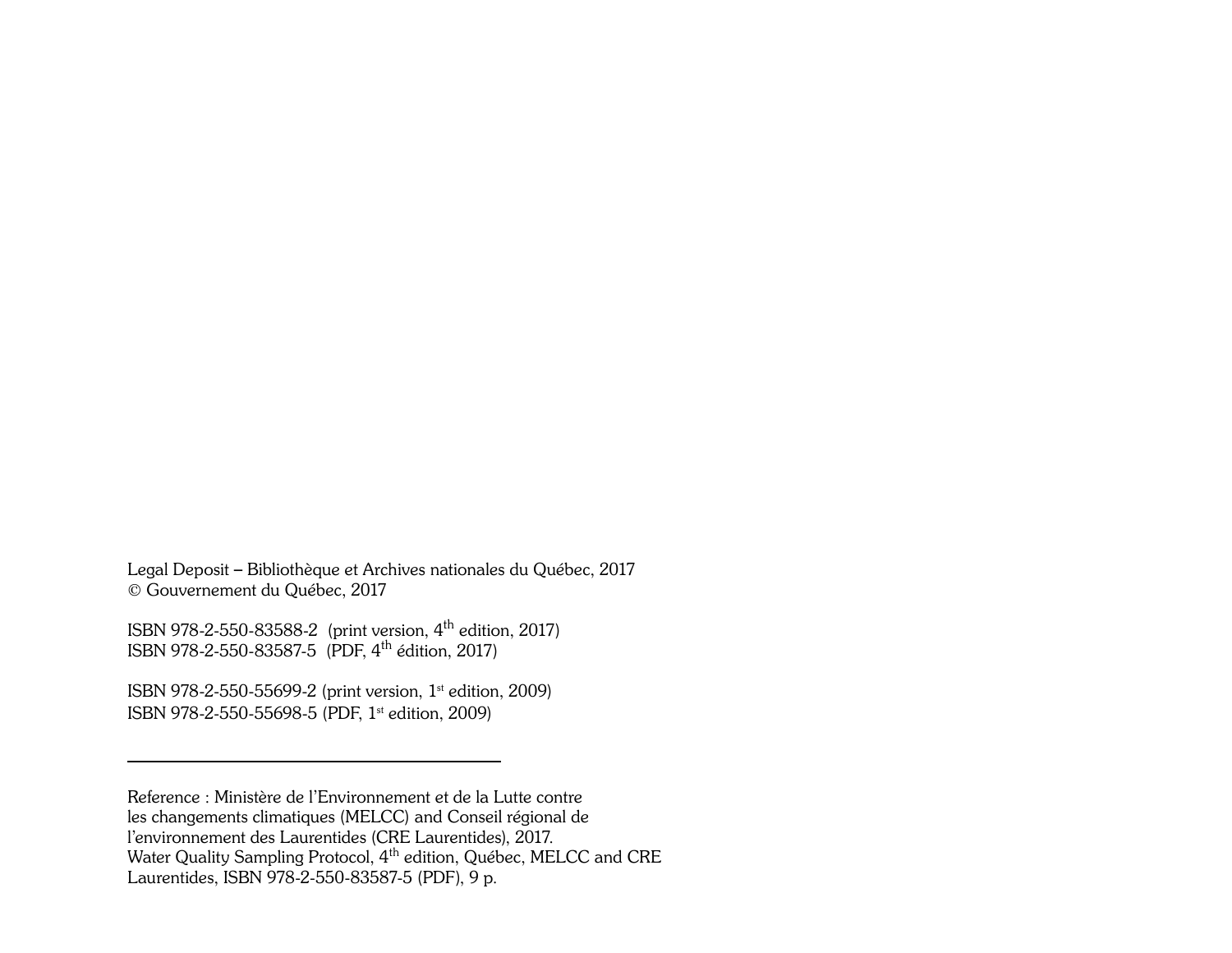Legal Deposit – Bibliothèque et Archives nationales du Québec, 2017
© Gouvernement du Québec, 2017

ISBN 978-2-550-83588-2 (print version, 4th edition, 2017)
ISBN 978-2-550-83587-5 (PDF, 4th édition, 2017)

ISBN 978-2-550-55699-2 (print version, 1st edition, 2009)
ISBN 978-2-550-55698-5 (PDF, 1st edition, 2009)

---

Reference : Ministère de l'Environnement et de la Lutte contre les changements climatiques (MELCC) and Conseil régional de l'environnement des Laurentides (CRE Laurentides), 2017. Water Quality Sampling Protocol, 4th edition, Québec, MELCC and CRE Laurentides, ISBN 978-2-550-83587-5 (PDF), 9 p.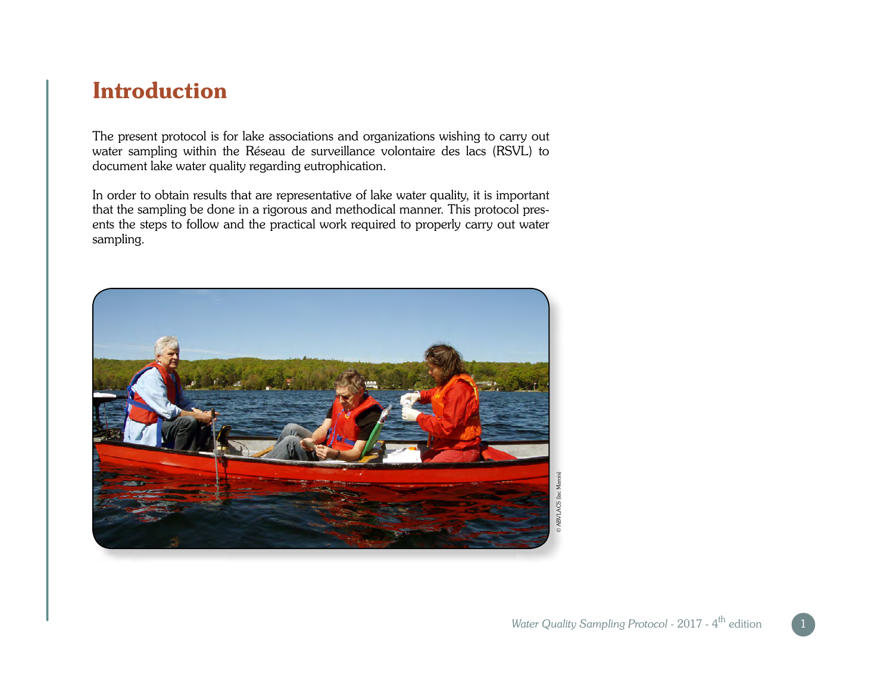# Introduction

The present protocol is for lake associations and organizations wishing to carry out water sampling within the Réseau de surveillance volontaire des lacs (RSVL) to document lake water quality regarding eutrophication.

In order to obtain results that are representative of lake water quality, it is important that the sampling be done in a rigorous and methodical manner. This protocol presents the steps to follow and the practical work required to properly carry out water sampling.

© ABVLACS (lac Marois)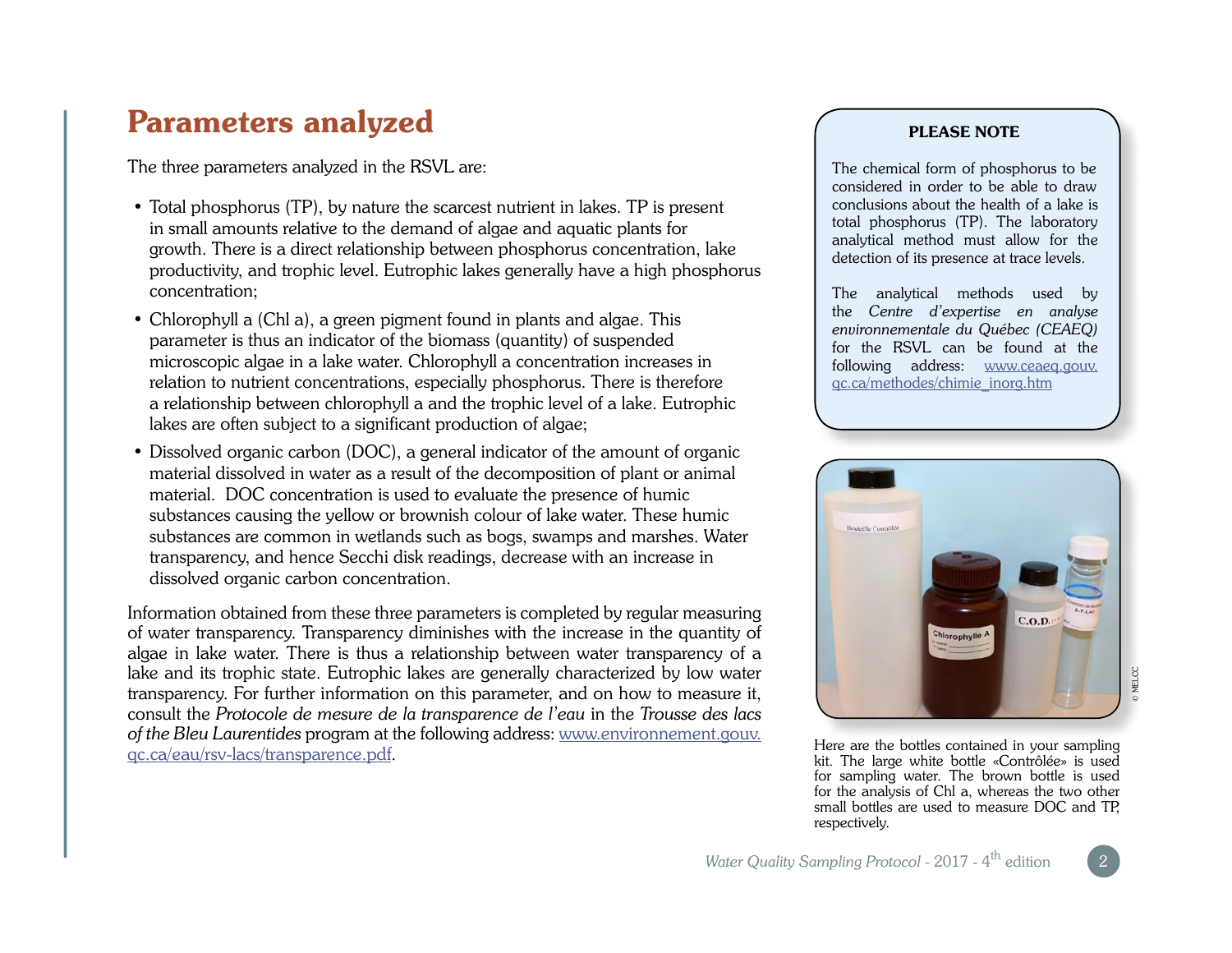# Parameters analyzed

The three parameters analyzed in the RSVL are:

- Total phosphorus (TP), by nature the scarcest nutrient in lakes. TP is present in small amounts relative to the demand of algae and aquatic plants for growth. There is a direct relationship between phosphorus concentration, lake productivity, and trophic level. Eutrophic lakes generally have a high phosphorus concentration;
- Chlorophyll a (Chl a), a green pigment found in plants and algae. This parameter is thus an indicator of the biomass (quantity) of suspended microscopic algae in a lake water. Chlorophyll a concentration increases in relation to nutrient concentrations, especially phosphorus. There is therefore a relationship between chlorophyll a and the trophic level of a lake. Eutrophic lakes are often subject to a significant production of algae;
- Dissolved organic carbon (DOC), a general indicator of the amount of organic material dissolved in water as a result of the decomposition of plant or animal material. DOC concentration is used to evaluate the presence of humic substances causing the yellow or brownish colour of lake water. These humic substances are common in wetlands such as bogs, swamps and marshes. Water transparency, and hence Secchi disk readings, decrease with an increase in dissolved organic carbon concentration.

Information obtained from these three parameters is completed by regular measuring of water transparency. Transparency diminishes with the increase in the quantity of algae in lake water. There is thus a relationship between water transparency of a lake and its trophic state. Eutrophic lakes are generally characterized by low water transparency. For further information on this parameter, and on how to measure it, consult the *Protocole de mesure de la transparence de l'eau* in the *Trousse des lacs of the Bleu Laurentides* program at the following address: www.environnement.gouv.qc.ca/eau/rsv-lacs/transparence.pdf.

**PLEASE NOTE**

The chemical form of phosphorus to be considered in order to be able to draw conclusions about the health of a lake is total phosphorus (TP). The laboratory analytical method must allow for the detection of its presence at trace levels.

The analytical methods used by the *Centre d'expertise en analyse environnementale du Québec (CEAEQ)* for the RSVL can be found at the following address: www.ceaeq.gouv.qc.ca/methodes/chimie_inorg.htm

Here are the bottles contained in your sampling kit. The large white bottle «Contrôlée» is used for sampling water. The brown bottle is used for the analysis of Chl a, whereas the two other small bottles are used to measure DOC and TP, respectively.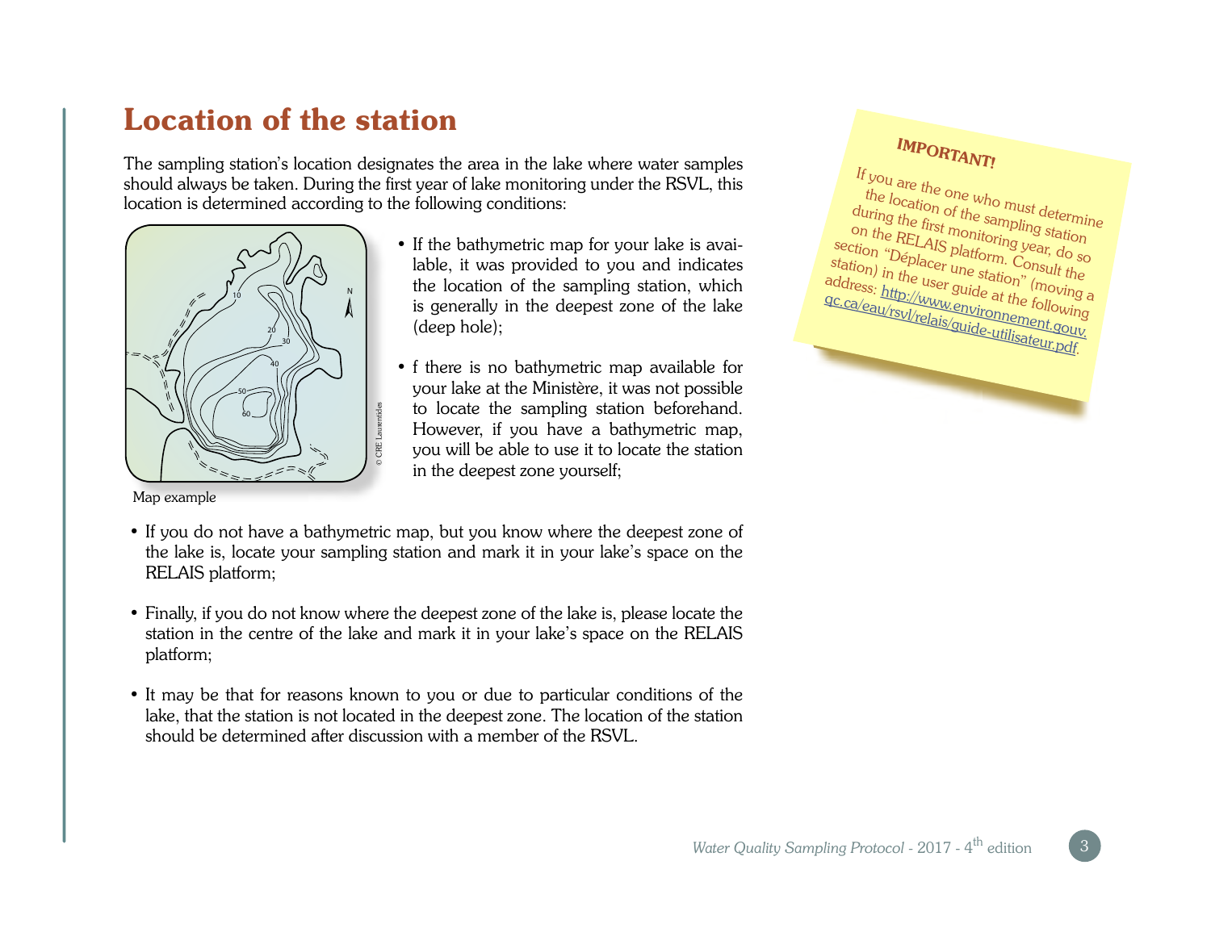# Location of the station

The sampling station's location designates the area in the lake where water samples should always be taken. During the first year of lake monitoring under the RSVL, this location is determined according to the following conditions:

Map example

- If the bathymetric map for your lake is available, it was provided to you and indicates the location of the sampling station, which is generally in the deepest zone of the lake (deep hole);
- f there is no bathymetric map available for your lake at the Ministère, it was not possible to locate the sampling station beforehand. However, if you have a bathymetric map, you will be able to use it to locate the station in the deepest zone yourself;
- If you do not have a bathymetric map, but you know where the deepest zone of the lake is, locate your sampling station and mark it in your lake's space on the RELAIS platform;
- Finally, if you do not know where the deepest zone of the lake is, please locate the station in the centre of the lake and mark it in your lake's space on the RELAIS platform;
- It may be that for reasons known to you or due to particular conditions of the lake, that the station is not located in the deepest zone. The location of the station should be determined after discussion with a member of the RSVL.

**IMPORTANT!**

If you are the one who must determine the location of the sampling station during the first monitoring year, do so on the RELAIS platform. Consult the section "Déplacer une station" (moving a station) in the user guide at the following address: [http://www.environnement.gouv.qc.ca/eau/rsvl/relais/guide-utilisateur.pdf](http://www.environnement.gouv.qc.ca/eau/rsvl/relais/guide-utilisateur.pdf).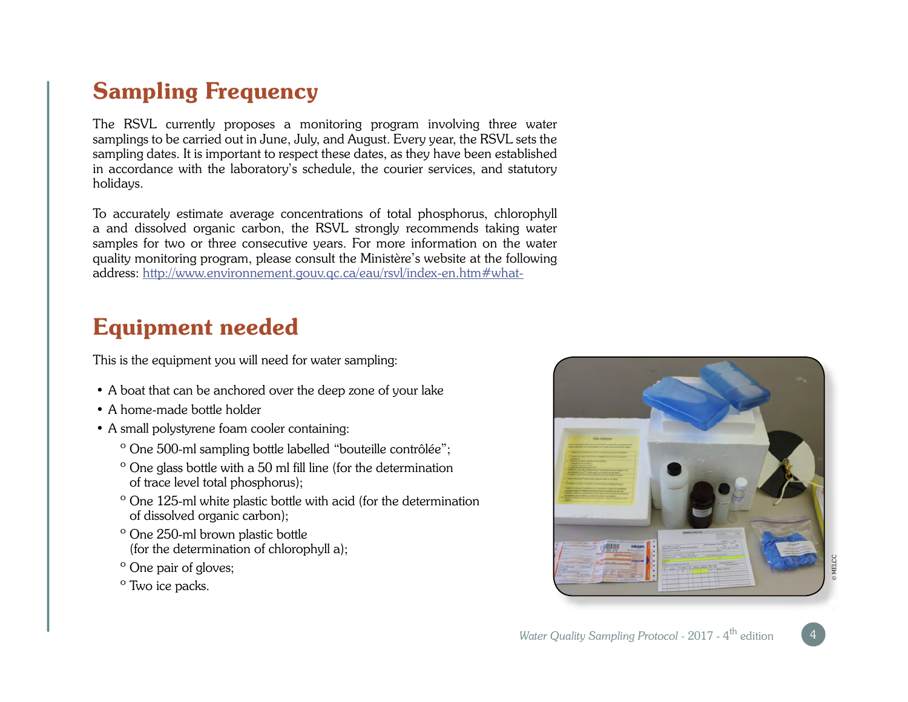## Sampling Frequency

The RSVL currently proposes a monitoring program involving three water samplings to be carried out in June, July, and August. Every year, the RSVL sets the sampling dates. It is important to respect these dates, as they have been established in accordance with the laboratory's schedule, the courier services, and statutory holidays.

To accurately estimate average concentrations of total phosphorus, chlorophyll a and dissolved organic carbon, the RSVL strongly recommends taking water samples for two or three consecutive years. For more information on the water quality monitoring program, please consult the Ministère's website at the following address: http://www.environnement.gouv.qc.ca/eau/rsvl/index-en.htm#what-

## Equipment needed

This is the equipment you will need for water sampling:

- A boat that can be anchored over the deep zone of your lake
- A home-made bottle holder
- A small polystyrene foam cooler containing:
  - One 500-ml sampling bottle labelled "bouteille contrôlée";
  - One glass bottle with a 50 ml fill line (for the determination of trace level total phosphorus);
  - One 125-ml white plastic bottle with acid (for the determination of dissolved organic carbon);
  - One 250-ml brown plastic bottle (for the determination of chlorophyll a);
  - One pair of gloves;
  - Two ice packs.

© MELCC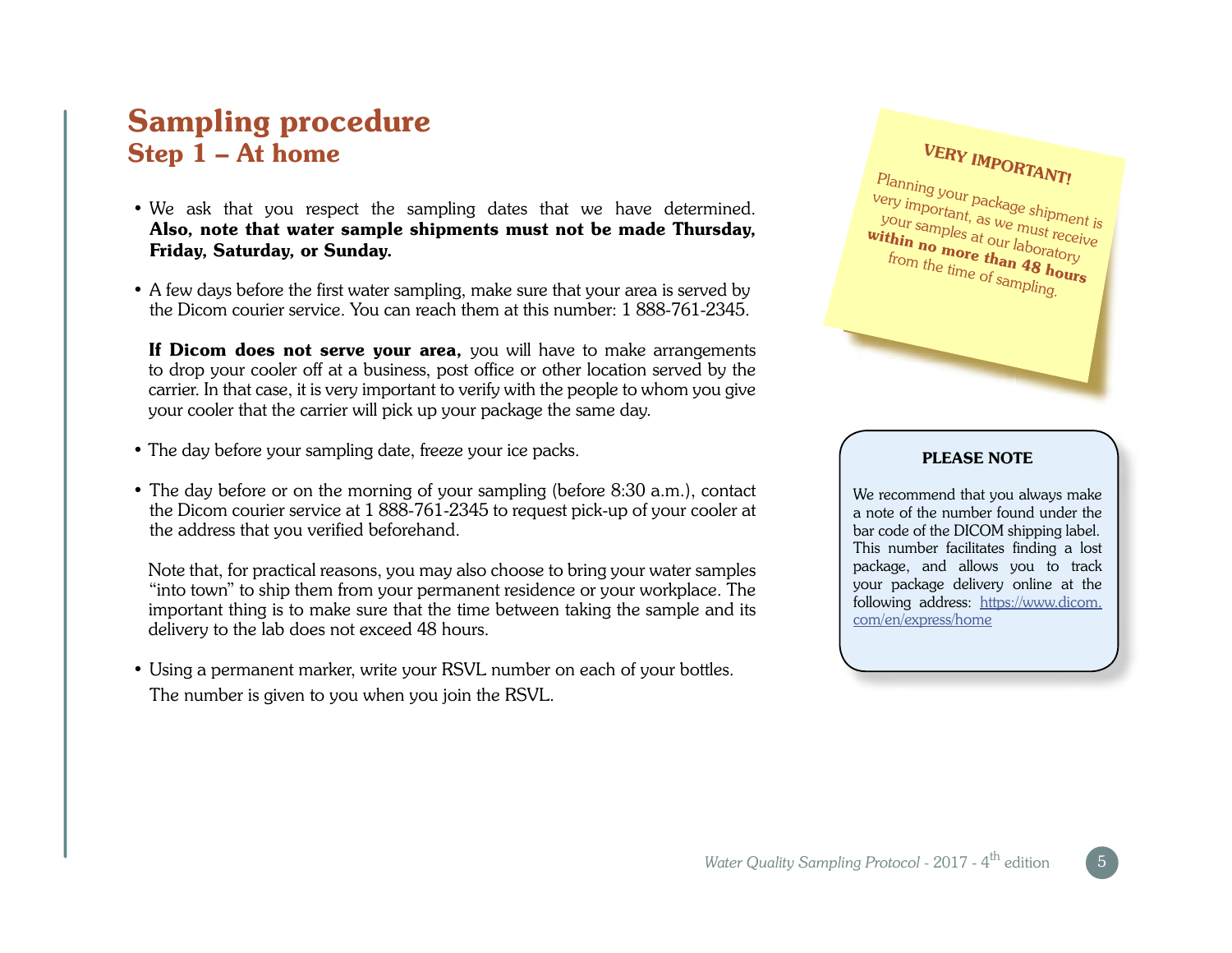# Sampling procedure

## Step 1 – At home

- We ask that you respect the sampling dates that we have determined. **Also, note that water sample shipments must not be made Thursday, Friday, Saturday, or Sunday.**

- A few days before the first water sampling, make sure that your area is served by the Dicom courier service. You can reach them at this number: 1 888-761-2345.

  **If Dicom does not serve your area,** you will have to make arrangements to drop your cooler off at a business, post office or other location served by the carrier. In that case, it is very important to verify with the people to whom you give your cooler that the carrier will pick up your package the same day.

- The day before your sampling date, freeze your ice packs.

- The day before or on the morning of your sampling (before 8:30 a.m.), contact the Dicom courier service at 1 888-761-2345 to request pick-up of your cooler at the address that you verified beforehand.

  Note that, for practical reasons, you may also choose to bring your water samples "into town" to ship them from your permanent residence or your workplace. The important thing is to make sure that the time between taking the sample and its delivery to the lab does not exceed 48 hours.

- Using a permanent marker, write your RSVL number on each of your bottles. The number is given to you when you join the RSVL.

**VERY IMPORTANT!**

Planning your package shipment is very important, as we must receive your samples at our laboratory **within no more than 48 hours** from the time of sampling.

**PLEASE NOTE**

We recommend that you always make a note of the number found under the bar code of the DICOM shipping label. This number facilitates finding a lost package, and allows you to track your package delivery online at the following address: https://www.dicom.com/en/express/home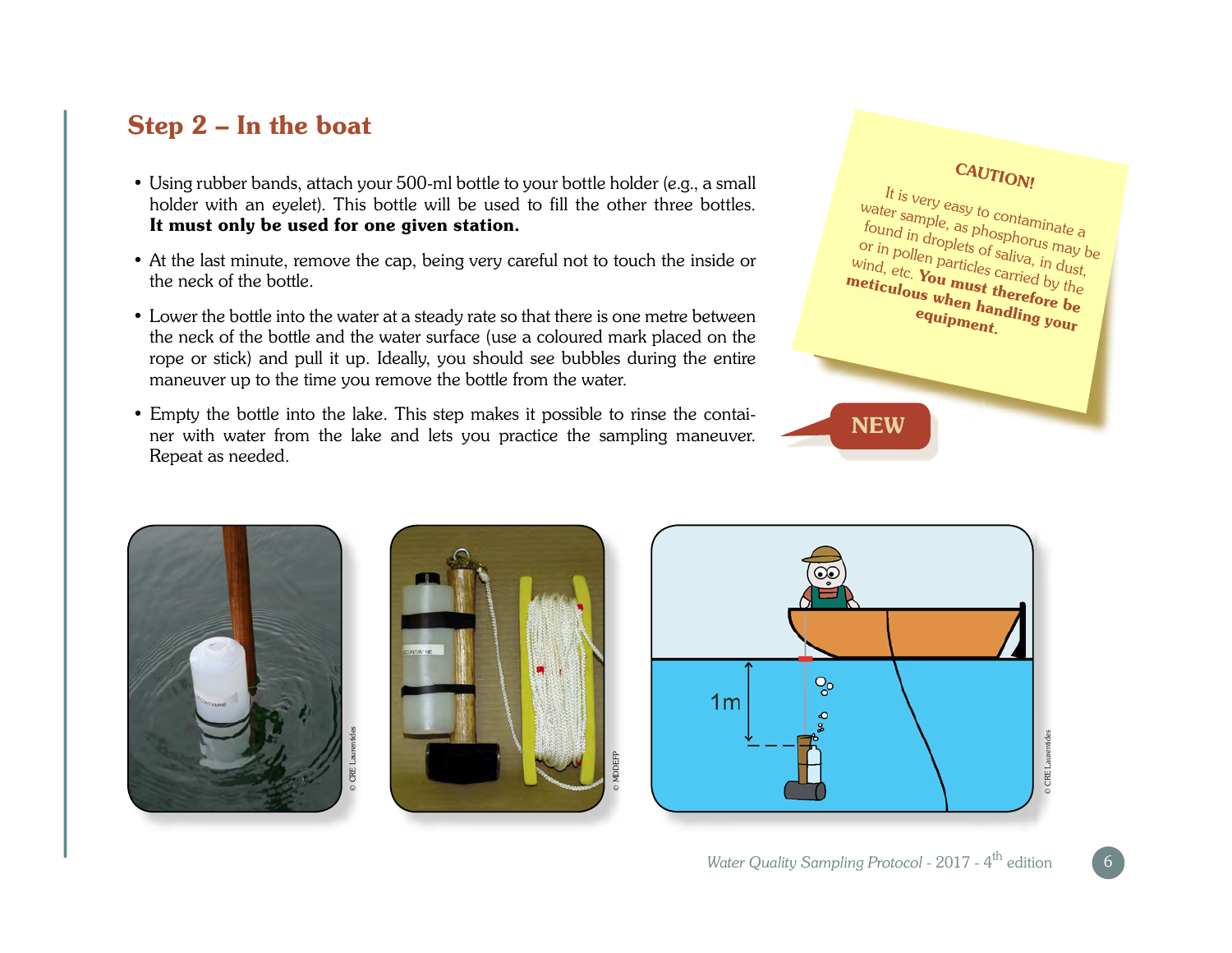## Step 2 – In the boat

- Using rubber bands, attach your 500-ml bottle to your bottle holder (e.g., a small holder with an eyelet). This bottle will be used to fill the other three bottles. **It must only be used for one given station.**
- At the last minute, remove the cap, being very careful not to touch the inside or the neck of the bottle.
- Lower the bottle into the water at a steady rate so that there is one metre between the neck of the bottle and the water surface (use a coloured mark placed on the rope or stick) and pull it up. Ideally, you should see bubbles during the entire maneuver up to the time you remove the bottle from the water.
- Empty the bottle into the lake. This step makes it possible to rinse the container with water from the lake and lets you practice the sampling maneuver. Repeat as needed.

**CAUTION!**

It is very easy to contaminate a water sample, as phosphorus may be found in droplets of saliva, in dust, or in pollen particles carried by the wind, etc. **You must therefore be meticulous when handling your equipment.**

**NEW**

© CRE Laurentides

© MDDEFP

1 m

© CRE Laurentides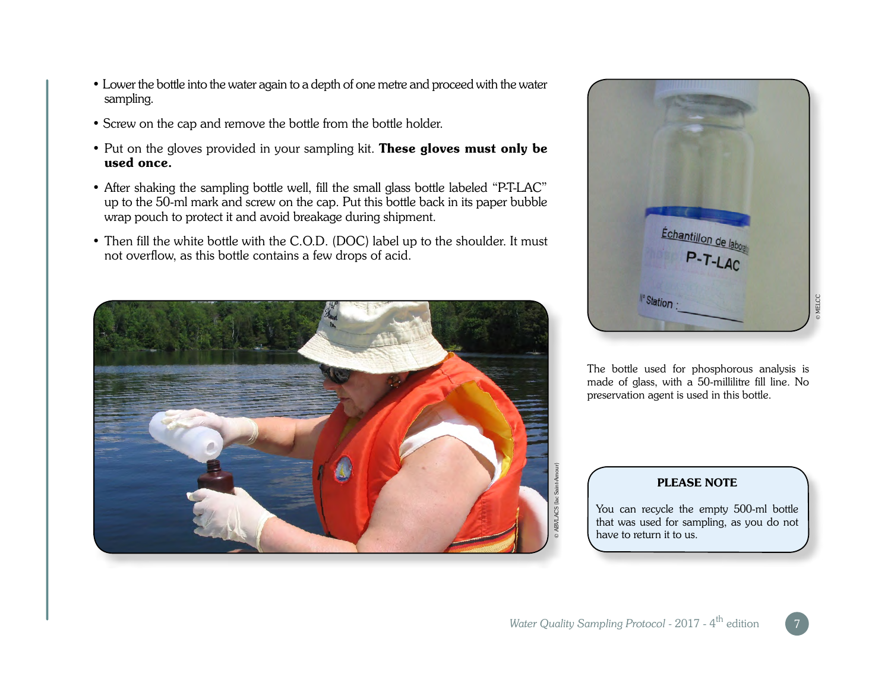- Lower the bottle into the water again to a depth of one metre and proceed with the water sampling.
- Screw on the cap and remove the bottle from the bottle holder.
- Put on the gloves provided in your sampling kit. **These gloves must only be used once.**
- After shaking the sampling bottle well, fill the small glass bottle labeled "P-T-LAC" up to the 50-ml mark and screw on the cap. Put this bottle back in its paper bubble wrap pouch to protect it and avoid breakage during shipment.
- Then fill the white bottle with the C.O.D. (DOC) label up to the shoulder. It must not overflow, as this bottle contains a few drops of acid.

© ABVLACS (lac Saint-Amour)

© MELCC

The bottle used for phosphorous analysis is made of glass, with a 50-millilitre fill line. No preservation agent is used in this bottle.

**PLEASE NOTE**

You can recycle the empty 500-ml bottle that was used for sampling, as you do not have to return it to us.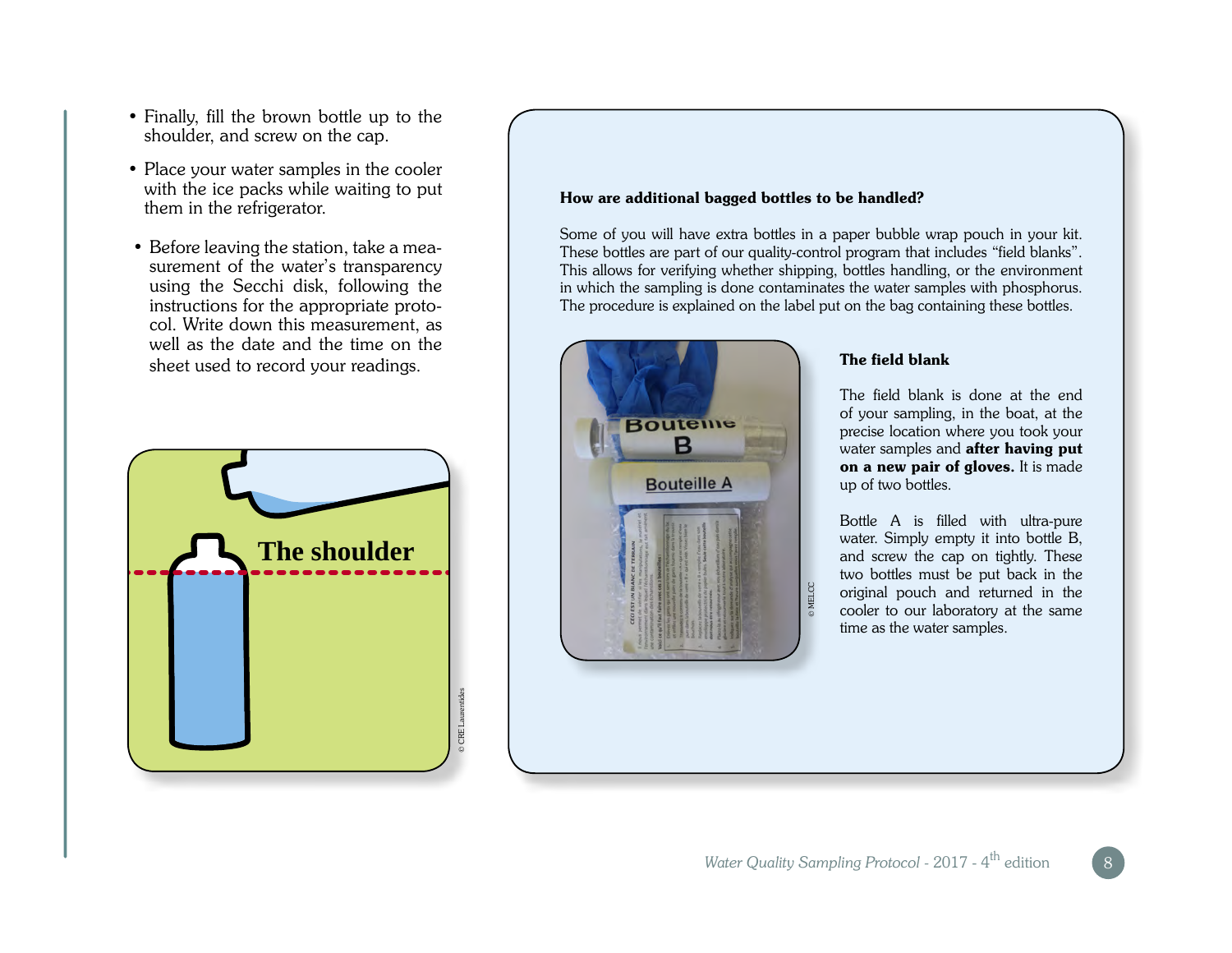- Finally, fill the brown bottle up to the shoulder, and screw on the cap.
- Place your water samples in the cooler with the ice packs while waiting to put them in the refrigerator.
- Before leaving the station, take a measurement of the water's transparency using the Secchi disk, following the instructions for the appropriate protocol. Write down this measurement, as well as the date and the time on the sheet used to record your readings.

The shoulder

© CRE Laurentides

**How are additional bagged bottles to be handled?**

Some of you will have extra bottles in a paper bubble wrap pouch in your kit. These bottles are part of our quality-control program that includes "field blanks". This allows for verifying whether shipping, bottles handling, or the environment in which the sampling is done contaminates the water samples with phosphorus. The procedure is explained on the label put on the bag containing these bottles.

© MELCC

**The field blank**

The field blank is done at the end of your sampling, in the boat, at the precise location where you took your water samples and **after having put on a new pair of gloves.** It is made up of two bottles.

Bottle A is filled with ultra-pure water. Simply empty it into bottle B, and screw the cap on tightly. These two bottles must be put back in the original pouch and returned in the cooler to our laboratory at the same time as the water samples.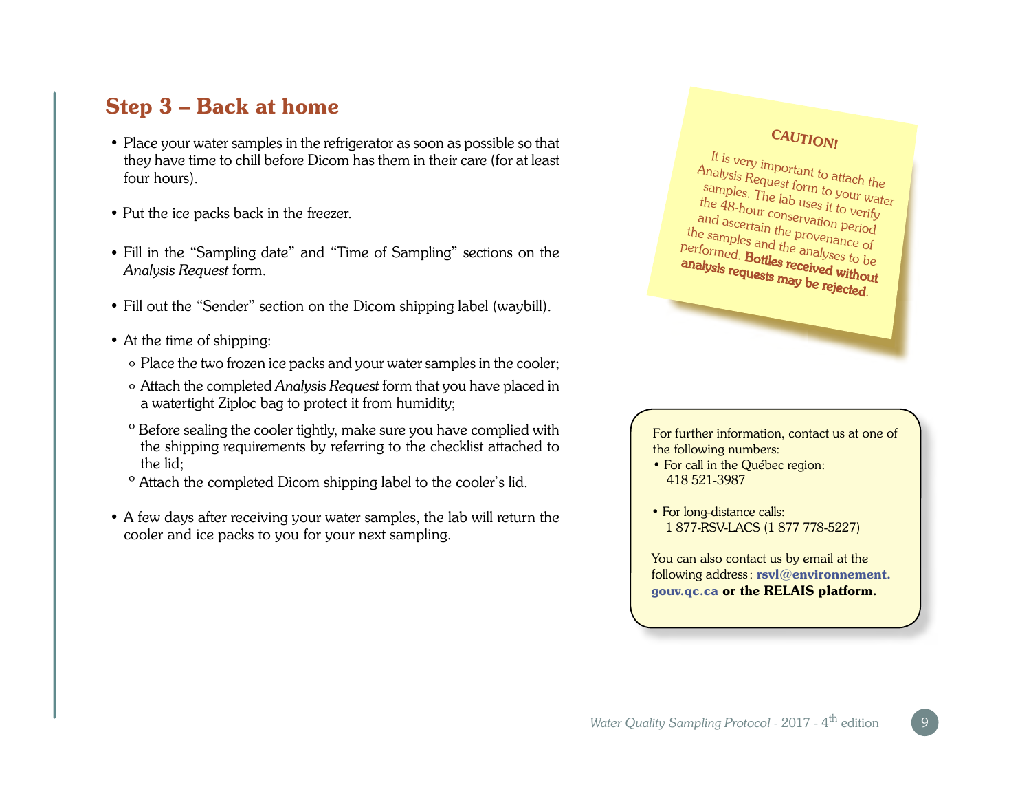## Step 3 – Back at home

- Place your water samples in the refrigerator as soon as possible so that they have time to chill before Dicom has them in their care (for at least four hours).
- Put the ice packs back in the freezer.
- Fill in the "Sampling date" and "Time of Sampling" sections on the *Analysis Request* form.
- Fill out the "Sender" section on the Dicom shipping label (waybill).
- At the time of shipping:
  - Place the two frozen ice packs and your water samples in the cooler;
  - Attach the completed *Analysis Request* form that you have placed in a watertight Ziploc bag to protect it from humidity;
  - Before sealing the cooler tightly, make sure you have complied with the shipping requirements by referring to the checklist attached to the lid;
  - Attach the completed Dicom shipping label to the cooler's lid.
- A few days after receiving your water samples, the lab will return the cooler and ice packs to you for your next sampling.

**CAUTION!**

It is very important to attach the Analysis Request form to your water samples. The lab uses it to verify the 48-hour conservation period and ascertain the provenance of the samples and the analyses to be performed. **Bottles received without analysis requests may be rejected**.

For further information, contact us at one of the following numbers:

- For call in the Québec region: 418 521-3987
- For long-distance calls: 1 877-RSV-LACS (1 877 778-5227)

You can also contact us by email at the following address: **rsvl@environnement.gouv.qc.ca or the RELAIS platform.**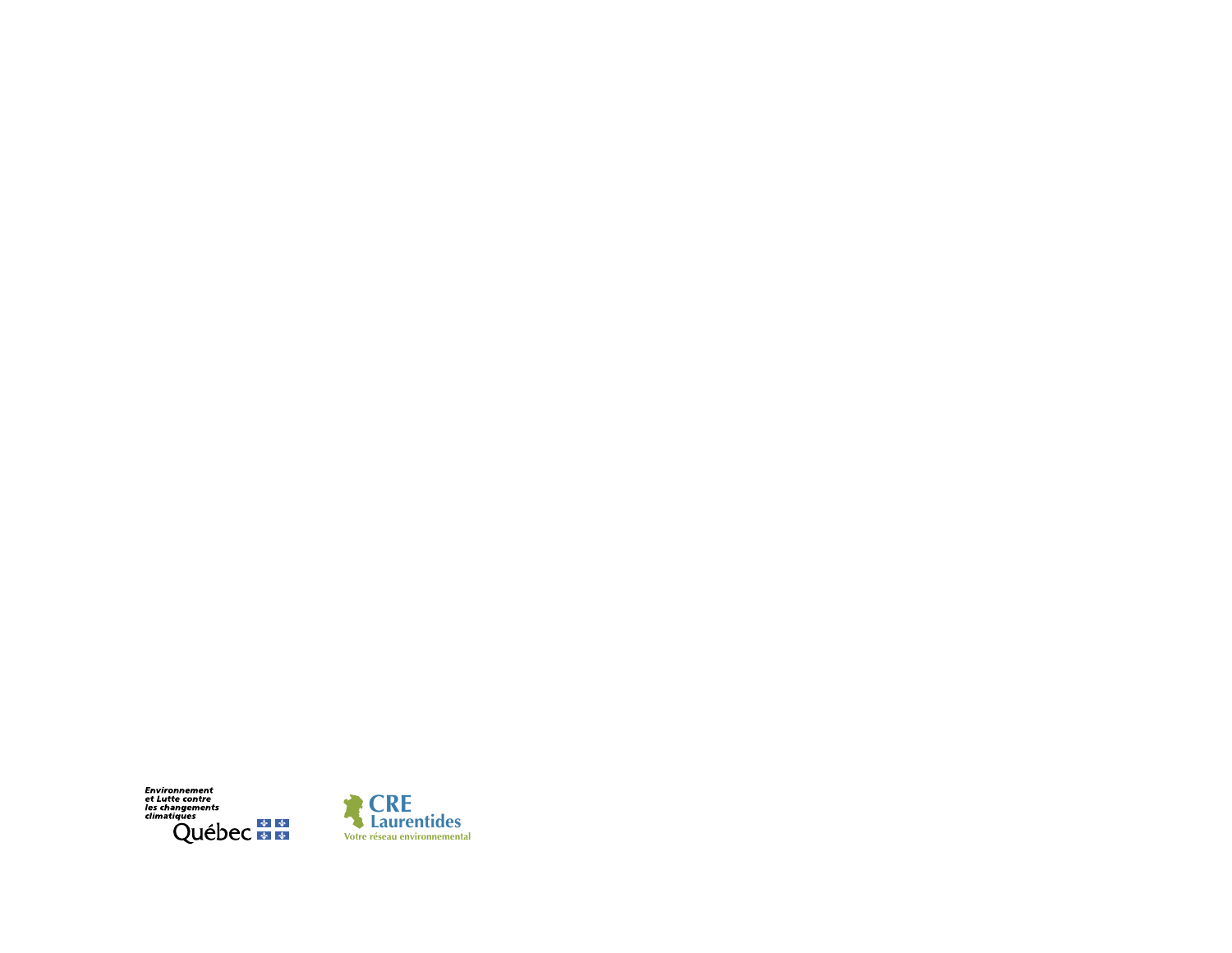Environnement
et Lutte contre
les changements
climatiques

Québec

CRE
Laurentides
Votre réseau environnemental